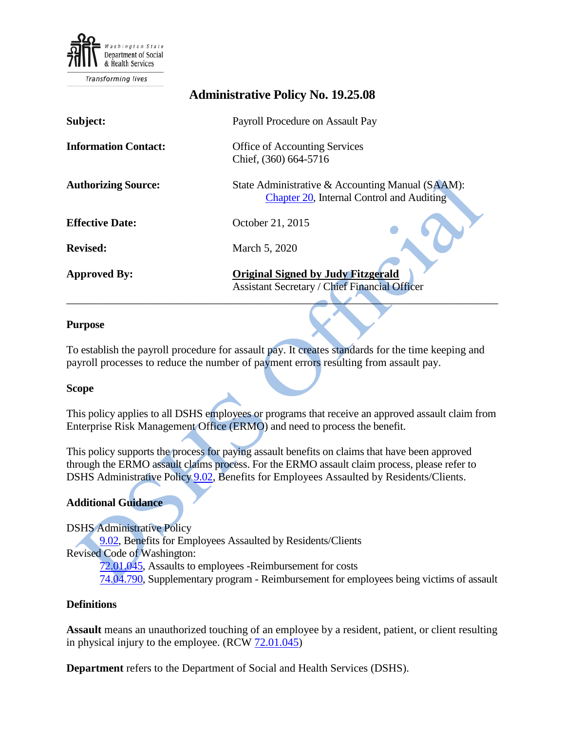Washington State Department of Social & Health Services

Transforming lives

# Administrative Policy No. 19.25.08

| | |
|---|---|
| **Subject:** | Payroll Procedure on Assault Pay |
| **Information Contact:** | Office of Accounting Services<br>Chief, (360) 664-5716 |
| **Authorizing Source:** | State Administrative & Accounting Manual (SAAM): Chapter 20, Internal Control and Auditing |
| **Effective Date:** | October 21, 2015 |
| **Revised:** | March 5, 2020 |
| **Approved By:** | **Original Signed by Judy Fitzgerald**<br>Assistant Secretary / Chief Financial Officer |

---

## Purpose

To establish the payroll procedure for assault pay. It creates standards for the time keeping and payroll processes to reduce the number of payment errors resulting from assault pay.

## Scope

This policy applies to all DSHS employees or programs that receive an approved assault claim from Enterprise Risk Management Office (ERMO) and need to process the benefit.

This policy supports the process for paying assault benefits on claims that have been approved through the ERMO assault claims process. For the ERMO assault claim process, please refer to DSHS Administrative Policy 9.02, Benefits for Employees Assaulted by Residents/Clients.

## Additional Guidance

DSHS Administrative Policy
- 9.02, Benefits for Employees Assaulted by Residents/Clients

Revised Code of Washington:
- 72.01.045, Assaults to employees -Reimbursement for costs
- 74.04.790, Supplementary program - Reimbursement for employees being victims of assault

## Definitions

**Assault** means an unauthorized touching of an employee by a resident, patient, or client resulting in physical injury to the employee. (RCW 72.01.045)

**Department** refers to the Department of Social and Health Services (DSHS).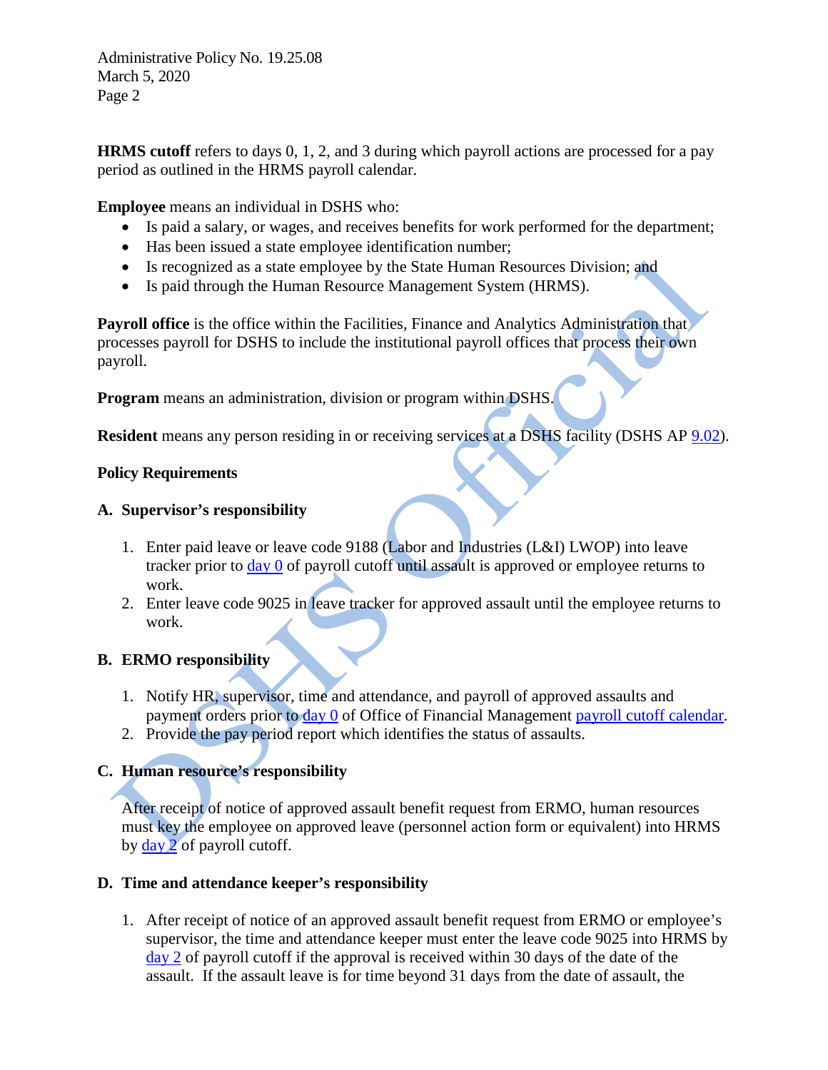**HRMS cutoff** refers to days 0, 1, 2, and 3 during which payroll actions are processed for a pay period as outlined in the HRMS payroll calendar.

**Employee** means an individual in DSHS who:

- Is paid a salary, or wages, and receives benefits for work performed for the department;
- Has been issued a state employee identification number;
- Is recognized as a state employee by the State Human Resources Division; and
- Is paid through the Human Resource Management System (HRMS).

**Payroll office** is the office within the Facilities, Finance and Analytics Administration that processes payroll for DSHS to include the institutional payroll offices that process their own payroll.

**Program** means an administration, division or program within DSHS.

**Resident** means any person residing in or receiving services at a DSHS facility (DSHS AP 9.02).

## Policy Requirements

### A. Supervisor's responsibility

1. Enter paid leave or leave code 9188 (Labor and Industries (L&I) LWOP) into leave tracker prior to day 0 of payroll cutoff until assault is approved or employee returns to work.
2. Enter leave code 9025 in leave tracker for approved assault until the employee returns to work.

### B. ERMO responsibility

1. Notify HR, supervisor, time and attendance, and payroll of approved assaults and payment orders prior to day 0 of Office of Financial Management payroll cutoff calendar.
2. Provide the pay period report which identifies the status of assaults.

### C. Human resource's responsibility

After receipt of notice of approved assault benefit request from ERMO, human resources must key the employee on approved leave (personnel action form or equivalent) into HRMS by day 2 of payroll cutoff.

### D. Time and attendance keeper's responsibility

1. After receipt of notice of an approved assault benefit request from ERMO or employee's supervisor, the time and attendance keeper must enter the leave code 9025 into HRMS by day 2 of payroll cutoff if the approval is received within 30 days of the date of the assault. If the assault leave is for time beyond 31 days from the date of assault, the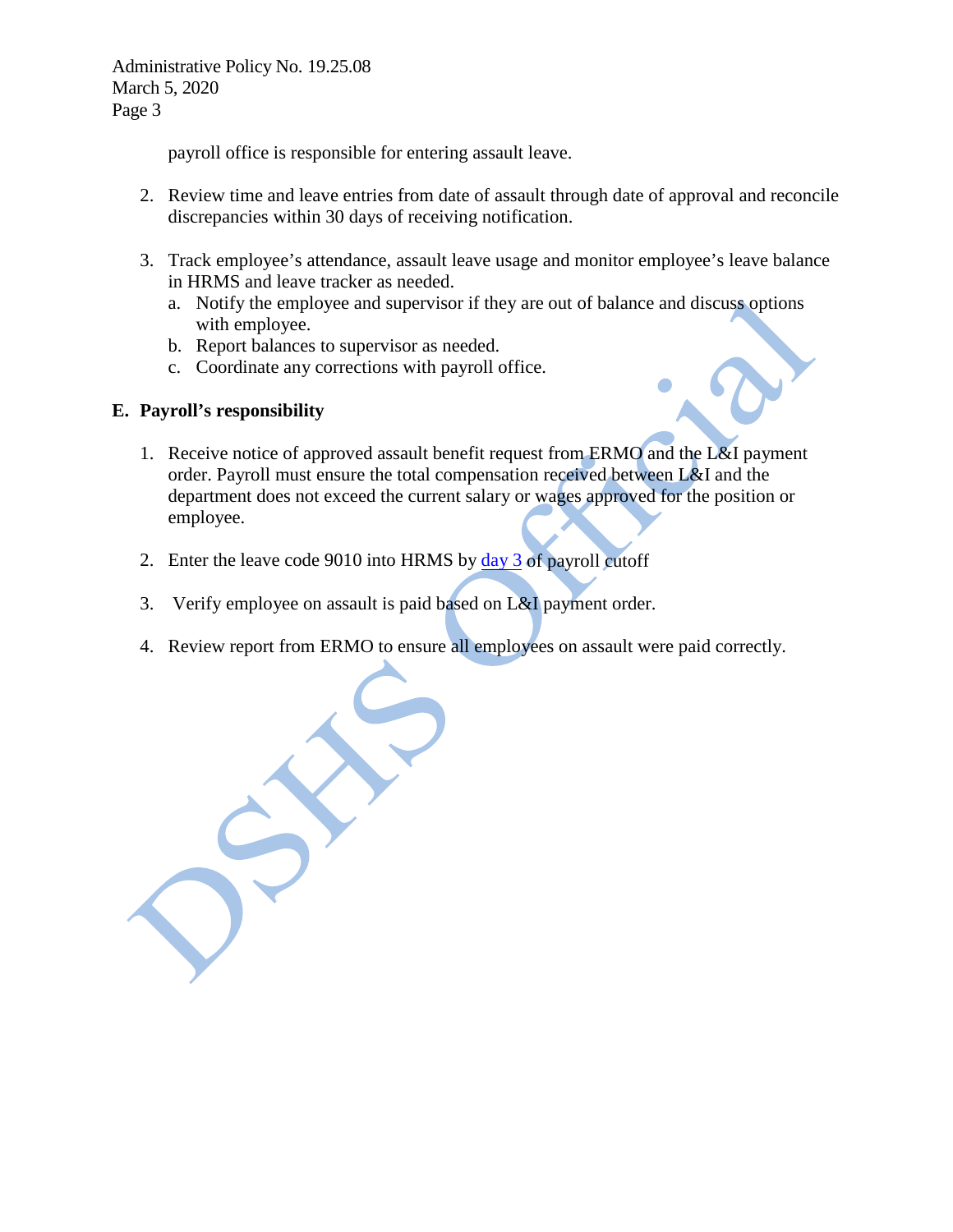payroll office is responsible for entering assault leave.

2. Review time and leave entries from date of assault through date of approval and reconcile discrepancies within 30 days of receiving notification.

3. Track employee's attendance, assault leave usage and monitor employee's leave balance in HRMS and leave tracker as needed.
   a. Notify the employee and supervisor if they are out of balance and discuss options with employee.
   b. Report balances to supervisor as needed.
   c. Coordinate any corrections with payroll office.

**E. Payroll's responsibility**

1. Receive notice of approved assault benefit request from ERMO and the L&I payment order. Payroll must ensure the total compensation received between L&I and the department does not exceed the current salary or wages approved for the position or employee.

2. Enter the leave code 9010 into HRMS by day 3 of payroll cutoff

3. Verify employee on assault is paid based on L&I payment order.

4. Review report from ERMO to ensure all employees on assault were paid correctly.